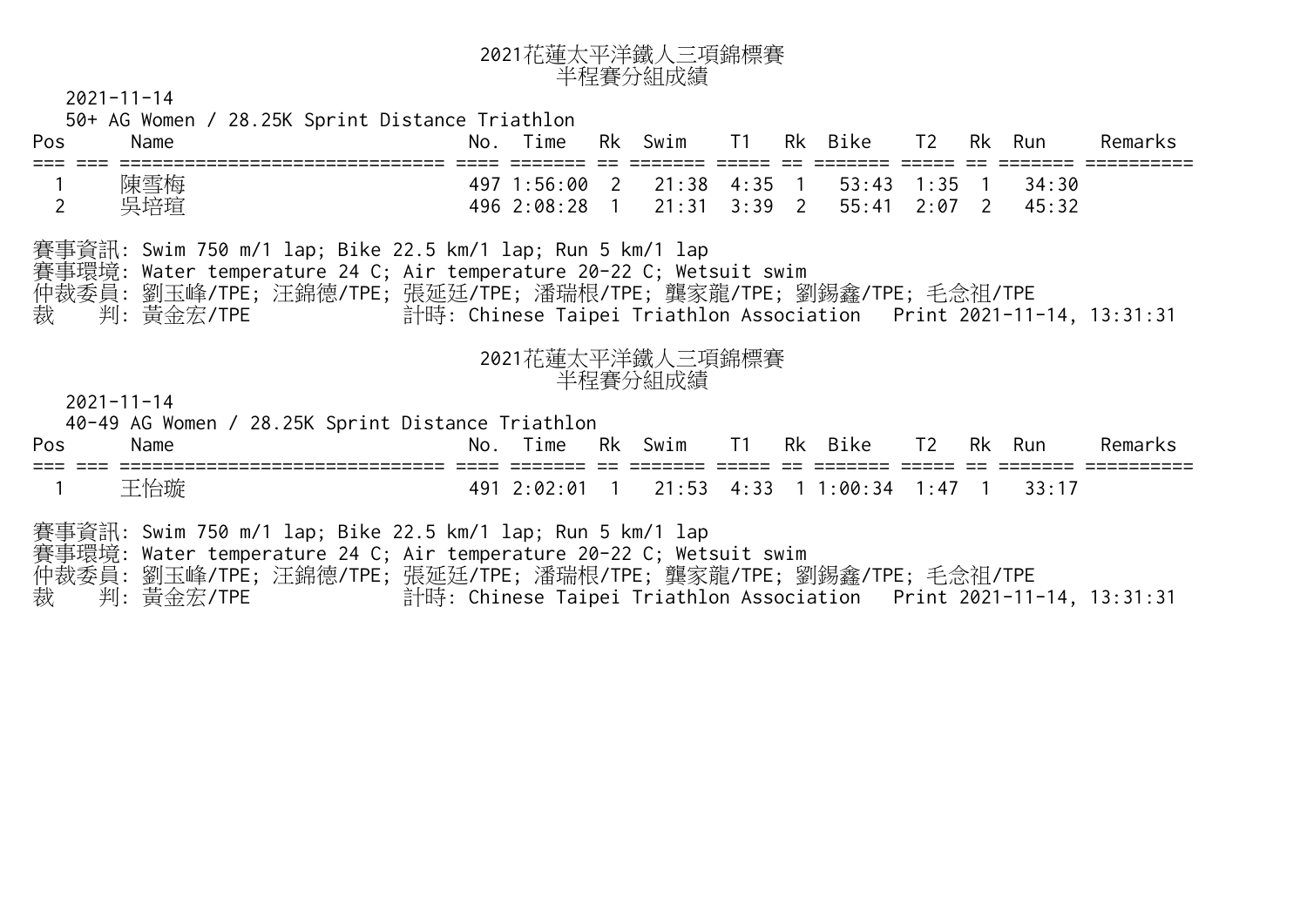# 2021花蓮太平洋鐵人三項錦標賽
## 半程賽分組成績

2021-11-14

50+ AG Women / 28.25K Sprint Distance Triathlon

| Pos | | Name | No. | Time | Rk | Swim | T1 | Rk | Bike | T2 | Rk | Run | Remarks |
|---|---|---|---|---|---|---|---|---|---|---|---|---|---|
| 1 | | 陳雪梅 | 497 | 1:56:00 | 2 | 21:38 | 4:35 | 1 | 53:43 | 1:35 | 1 | 34:30 | |
| 2 | | 吳培瑄 | 496 | 2:08:28 | 1 | 21:31 | 3:39 | 2 | 55:41 | 2:07 | 2 | 45:32 | |

賽事資訊: Swim 750 m/1 lap; Bike 22.5 km/1 lap; Run 5 km/1 lap

賽事環境: Water temperature 24 C; Air temperature 20-22 C; Wetsuit swim

仲裁委員: 劉玉峰/TPE; 汪錦德/TPE; 張延廷/TPE; 潘瑞根/TPE; 龔家龍/TPE; 劉錫鑫/TPE; 毛念祖/TPE

裁　判: 黃金宏/TPE　　計時: Chinese Taipei Triathlon Association　Print 2021-11-14, 13:31:31

# 2021花蓮太平洋鐵人三項錦標賽
## 半程賽分組成績

2021-11-14

40-49 AG Women / 28.25K Sprint Distance Triathlon

| Pos | | Name | No. | Time | Rk | Swim | T1 | Rk | Bike | T2 | Rk | Run | Remarks |
|---|---|---|---|---|---|---|---|---|---|---|---|---|---|
| 1 | | 王怡璇 | 491 | 2:02:01 | 1 | 21:53 | 4:33 | 1 | 1:00:34 | 1:47 | 1 | 33:17 | |

賽事資訊: Swim 750 m/1 lap; Bike 22.5 km/1 lap; Run 5 km/1 lap

賽事環境: Water temperature 24 C; Air temperature 20-22 C; Wetsuit swim

仲裁委員: 劉玉峰/TPE; 汪錦德/TPE; 張延廷/TPE; 潘瑞根/TPE; 龔家龍/TPE; 劉錫鑫/TPE; 毛念祖/TPE

裁　判: 黃金宏/TPE　　計時: Chinese Taipei Triathlon Association　Print 2021-11-14, 13:31:31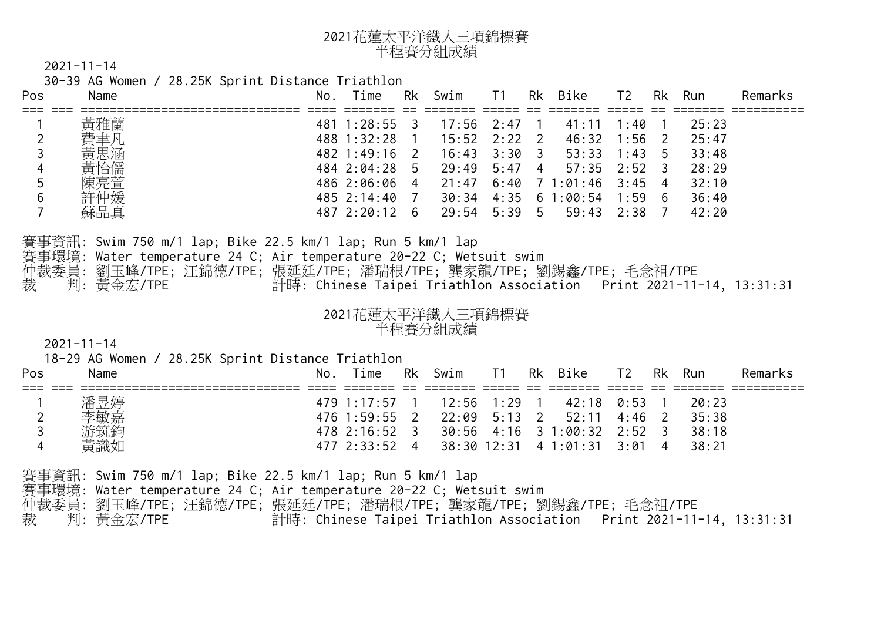# 2021花蓮太平洋鐵人三項錦標賽
## 半程賽分組成績

2021-11-14

30-39 AG Women / 28.25K Sprint Distance Triathlon

| Pos | Name | No. | Time | Rk | Swim | T1 | Rk | Bike | T2 | Rk | Run | Remarks |
|---|---|---|---|---|---|---|---|---|---|---|---|---|
| 1 | 黃雅蘭 | 481 | 1:28:55 | 3 | 17:56 | 2:47 | 1 | 41:11 | 1:40 | 1 | 25:23 | |
| 2 | 費聿凡 | 488 | 1:32:28 | 1 | 15:52 | 2:22 | 2 | 46:32 | 1:56 | 2 | 25:47 | |
| 3 | 黃思涵 | 482 | 1:49:16 | 2 | 16:43 | 3:30 | 3 | 53:33 | 1:43 | 5 | 33:48 | |
| 4 | 黃怡儒 | 484 | 2:04:28 | 5 | 29:49 | 5:47 | 4 | 57:35 | 2:52 | 3 | 28:29 | |
| 5 | 陳亮萱 | 486 | 2:06:06 | 4 | 21:47 | 6:40 | 7 | 1:01:46 | 3:45 | 4 | 32:10 | |
| 6 | 許仲媛 | 485 | 2:14:40 | 7 | 30:34 | 4:35 | 6 | 1:00:54 | 1:59 | 6 | 36:40 | |
| 7 | 蘇品真 | 487 | 2:20:12 | 6 | 29:54 | 5:39 | 5 | 59:43 | 2:38 | 7 | 42:20 | |

賽事資訊: Swim 750 m/1 lap; Bike 22.5 km/1 lap; Run 5 km/1 lap
賽事環境: Water temperature 24 C; Air temperature 20-22 C; Wetsuit swim
仲裁委員: 劉玉峰/TPE; 汪錦德/TPE; 張延廷/TPE; 潘瑞根/TPE; 龔家龍/TPE; 劉錫鑫/TPE; 毛念祖/TPE
裁　判: 黃金宏/TPE　計時: Chinese Taipei Triathlon Association　Print 2021-11-14, 13:31:31

# 2021花蓮太平洋鐵人三項錦標賽
## 半程賽分組成績

2021-11-14

18-29 AG Women / 28.25K Sprint Distance Triathlon

| Pos | Name | No. | Time | Rk | Swim | T1 | Rk | Bike | T2 | Rk | Run | Remarks |
|---|---|---|---|---|---|---|---|---|---|---|---|---|
| 1 | 潘昱婷 | 479 | 1:17:57 | 1 | 12:56 | 1:29 | 1 | 42:18 | 0:53 | 1 | 20:23 | |
| 2 | 李敏嘉 | 476 | 1:59:55 | 2 | 22:09 | 5:13 | 2 | 52:11 | 4:46 | 2 | 35:38 | |
| 3 | 游筑鈞 | 478 | 2:16:52 | 3 | 30:56 | 4:16 | 3 | 1:00:32 | 2:52 | 3 | 38:18 | |
| 4 | 黃識如 | 477 | 2:33:52 | 4 | 38:30 | 12:31 | 4 | 1:01:31 | 3:01 | 4 | 38:21 | |

賽事資訊: Swim 750 m/1 lap; Bike 22.5 km/1 lap; Run 5 km/1 lap
賽事環境: Water temperature 24 C; Air temperature 20-22 C; Wetsuit swim
仲裁委員: 劉玉峰/TPE; 汪錦德/TPE; 張延廷/TPE; 潘瑞根/TPE; 龔家龍/TPE; 劉錫鑫/TPE; 毛念祖/TPE
裁　判: 黃金宏/TPE　計時: Chinese Taipei Triathlon Association　Print 2021-11-14, 13:31:31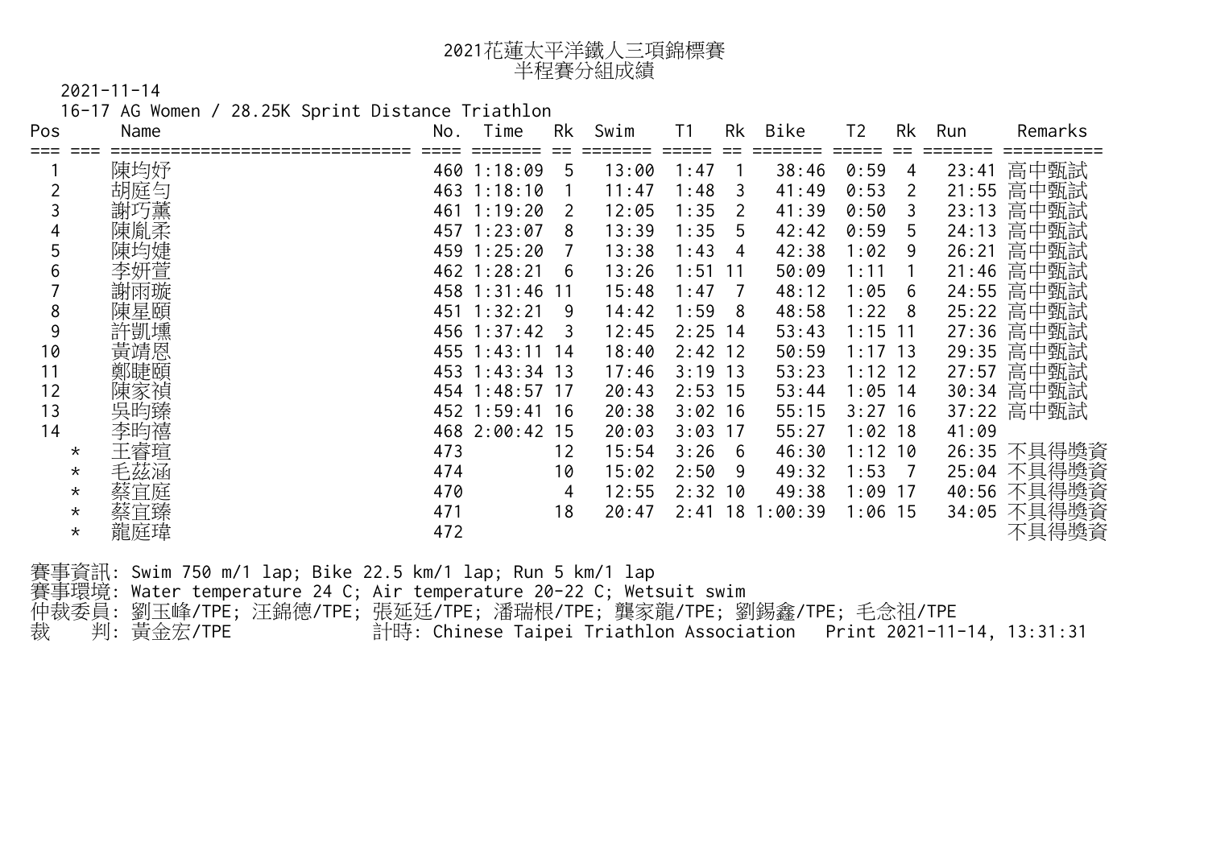# 2021花蓮太平洋鐵人三項錦標賽
## 半程賽分組成績

2021-11-14

16-17 AG Women / 28.25K Sprint Distance Triathlon

| Pos | | Name | No. | Time | Rk | Swim | T1 | Rk | Bike | T2 | Rk | Run | Remarks |
|---|---|---|---|---|---|---|---|---|---|---|---|---|---|
| 1 | | 陳均妤 | 460 | 1:18:09 | 5 | 13:00 | 1:47 | 1 | 38:46 | 0:59 | 4 | 23:41 | 高中甄試 |
| 2 | | 胡庭勻 | 463 | 1:18:10 | 1 | 11:47 | 1:48 | 3 | 41:49 | 0:53 | 2 | 21:55 | 高中甄試 |
| 3 | | 謝巧薰 | 461 | 1:19:20 | 2 | 12:05 | 1:35 | 2 | 41:39 | 0:50 | 3 | 23:13 | 高中甄試 |
| 4 | | 陳胤柔 | 457 | 1:23:07 | 8 | 13:39 | 1:35 | 5 | 42:42 | 0:59 | 5 | 24:13 | 高中甄試 |
| 5 | | 陳均婕 | 459 | 1:25:20 | 7 | 13:38 | 1:43 | 4 | 42:38 | 1:02 | 9 | 26:21 | 高中甄試 |
| 6 | | 李妍萱 | 462 | 1:28:21 | 6 | 13:26 | 1:51 | 11 | 50:09 | 1:11 | 1 | 21:46 | 高中甄試 |
| 7 | | 謝雨璇 | 458 | 1:31:46 | 11 | 15:48 | 1:47 | 7 | 48:12 | 1:05 | 6 | 24:55 | 高中甄試 |
| 8 | | 陳星頤 | 451 | 1:32:21 | 9 | 14:42 | 1:59 | 8 | 48:58 | 1:22 | 8 | 25:22 | 高中甄試 |
| 9 | | 許凱壎 | 456 | 1:37:42 | 3 | 12:45 | 2:25 | 14 | 53:43 | 1:15 | 11 | 27:36 | 高中甄試 |
| 10 | | 黃靖恩 | 455 | 1:43:11 | 14 | 18:40 | 2:42 | 12 | 50:59 | 1:17 | 13 | 29:35 | 高中甄試 |
| 11 | | 鄭睫頤 | 453 | 1:43:34 | 13 | 17:46 | 3:19 | 13 | 53:23 | 1:12 | 12 | 27:57 | 高中甄試 |
| 12 | | 陳家禎 | 454 | 1:48:57 | 17 | 20:43 | 2:53 | 15 | 53:44 | 1:05 | 14 | 30:34 | 高中甄試 |
| 13 | | 吳昀臻 | 452 | 1:59:41 | 16 | 20:38 | 3:02 | 16 | 55:15 | 3:27 | 16 | 37:22 | 高中甄試 |
| 14 | | 李昀禧 | 468 | 2:00:42 | 15 | 20:03 | 3:03 | 17 | 55:27 | 1:02 | 18 | 41:09 | |
| | * | 王睿瑄 | 473 | | 12 | 15:54 | 3:26 | 6 | 46:30 | 1:12 | 10 | 26:35 | 不具得獎資 |
| | * | 毛茲涵 | 474 | | 10 | 15:02 | 2:50 | 9 | 49:32 | 1:53 | 7 | 25:04 | 不具得獎資 |
| | * | 蔡宜庭 | 470 | | 4 | 12:55 | 2:32 | 10 | 49:38 | 1:09 | 17 | 40:56 | 不具得獎資 |
| | * | 蔡宜臻 | 471 | | 18 | 20:47 | 2:41 | 18 | 1:00:39 | 1:06 | 15 | 34:05 | 不具得獎資 |
| | * | 龍庭瑋 | 472 | | | | | | | | | | 不具得獎資 |

賽事資訊: Swim 750 m/1 lap; Bike 22.5 km/1 lap; Run 5 km/1 lap

賽事環境: Water temperature 24 C; Air temperature 20-22 C; Wetsuit swim

仲裁委員: 劉玉峰/TPE; 汪錦德/TPE; 張延廷/TPE; 潘瑞根/TPE; 龔家龍/TPE; 劉錫鑫/TPE; 毛念祖/TPE

裁　判: 黃金宏/TPE　　計時: Chinese Taipei Triathlon Association　Print 2021-11-14, 13:31:31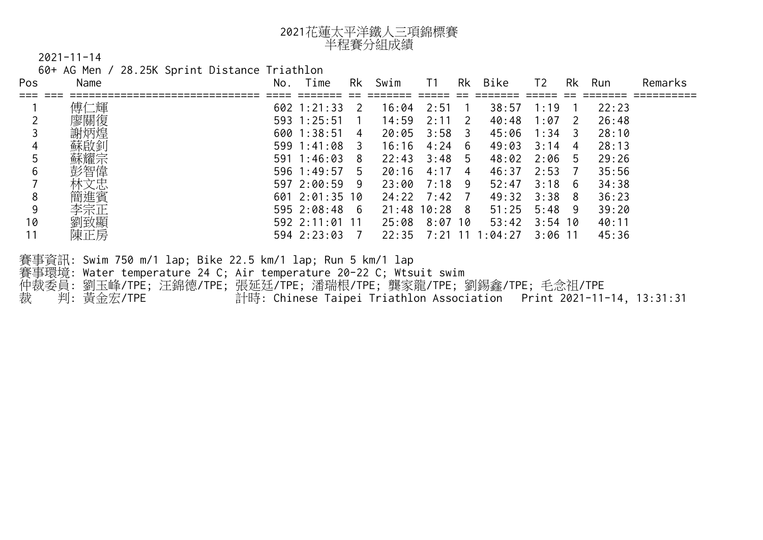# 2021花蓮太平洋鐵人三項錦標賽
## 半程賽分組成績

2021-11-14

60+ AG Men / 28.25K Sprint Distance Triathlon

| Pos | Name | No. | Time | Rk | Swim | T1 | Rk | Bike | T2 | Rk | Run | Remarks |
|---|---|---|---|---|---|---|---|---|---|---|---|---|
| 1 | 傅仁輝 | 602 | 1:21:33 | 2 | 16:04 | 2:51 | 1 | 38:57 | 1:19 | 1 | 22:23 | |
| 2 | 廖關復 | 593 | 1:25:51 | 1 | 14:59 | 2:11 | 2 | 40:48 | 1:07 | 2 | 26:48 | |
| 3 | 謝炳煌 | 600 | 1:38:51 | 4 | 20:05 | 3:58 | 3 | 45:06 | 1:34 | 3 | 28:10 | |
| 4 | 蘇啟釗 | 599 | 1:41:08 | 3 | 16:16 | 4:24 | 6 | 49:03 | 3:14 | 4 | 28:13 | |
| 5 | 蘇耀宗 | 591 | 1:46:03 | 8 | 22:43 | 3:48 | 5 | 48:02 | 2:06 | 5 | 29:26 | |
| 6 | 彭智偉 | 596 | 1:49:57 | 5 | 20:16 | 4:17 | 4 | 46:37 | 2:53 | 7 | 35:56 | |
| 7 | 林文忠 | 597 | 2:00:59 | 9 | 23:00 | 7:18 | 9 | 52:47 | 3:18 | 6 | 34:38 | |
| 8 | 簡進賓 | 601 | 2:01:35 | 10 | 24:22 | 7:42 | 7 | 49:32 | 3:38 | 8 | 36:23 | |
| 9 | 李宗正 | 595 | 2:08:48 | 6 | 21:48 | 10:28 | 8 | 51:25 | 5:48 | 9 | 39:20 | |
| 10 | 劉致顯 | 592 | 2:11:01 | 11 | 25:08 | 8:07 | 10 | 53:42 | 3:54 | 10 | 40:11 | |
| 11 | 陳正房 | 594 | 2:23:03 | 7 | 22:35 | 7:21 | 11 | 1:04:27 | 3:06 | 11 | 45:36 | |

賽事資訊: Swim 750 m/1 lap; Bike 22.5 km/1 lap; Run 5 km/1 lap

賽事環境: Water temperature 24 C; Air temperature 20-22 C; Wtsuit swim

仲裁委員: 劉玉峰/TPE; 汪錦德/TPE; 張延廷/TPE; 潘瑞根/TPE; 龔家龍/TPE; 劉錫鑫/TPE; 毛念祖/TPE

裁　判: 黃金宏/TPE　　計時: Chinese Taipei Triathlon Association　Print 2021-11-14, 13:31:31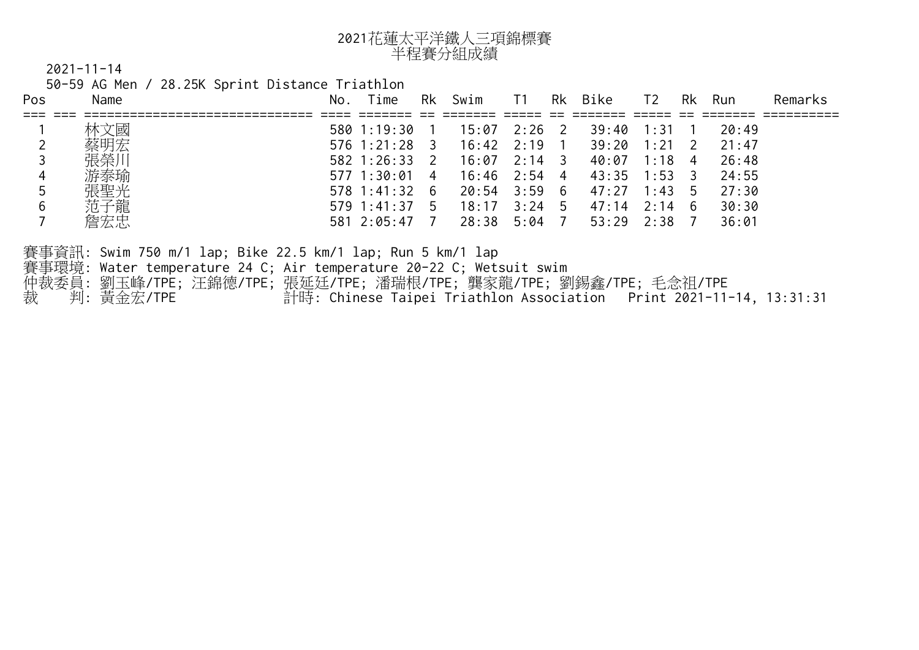# 2021花蓮太平洋鐵人三項錦標賽
## 半程賽分組成績

2021-11-14

50-59 AG Men / 28.25K Sprint Distance Triathlon

| Pos | | Name | No. | Time | Rk | Swim | T1 | Rk | Bike | T2 | Rk | Run | Remarks |
|---|---|---|---|---|---|---|---|---|---|---|---|---|---|
| 1 | | 林文國 | 580 | 1:19:30 | 1 | 15:07 | 2:26 | 2 | 39:40 | 1:31 | 1 | 20:49 | |
| 2 | | 蔡明宏 | 576 | 1:21:28 | 3 | 16:42 | 2:19 | 1 | 39:20 | 1:21 | 2 | 21:47 | |
| 3 | | 張榮川 | 582 | 1:26:33 | 2 | 16:07 | 2:14 | 3 | 40:07 | 1:18 | 4 | 26:48 | |
| 4 | | 游泰瑜 | 577 | 1:30:01 | 4 | 16:46 | 2:54 | 4 | 43:35 | 1:53 | 3 | 24:55 | |
| 5 | | 張聖光 | 578 | 1:41:32 | 6 | 20:54 | 3:59 | 6 | 47:27 | 1:43 | 5 | 27:30 | |
| 6 | | 范子龍 | 579 | 1:41:37 | 5 | 18:17 | 3:24 | 5 | 47:14 | 2:14 | 6 | 30:30 | |
| 7 | | 詹宏忠 | 581 | 2:05:47 | 7 | 28:38 | 5:04 | 7 | 53:29 | 2:38 | 7 | 36:01 | |

賽事資訊: Swim 750 m/1 lap; Bike 22.5 km/1 lap; Run 5 km/1 lap

賽事環境: Water temperature 24 C; Air temperature 20-22 C; Wetsuit swim

仲裁委員: 劉玉峰/TPE; 汪錦德/TPE; 張延廷/TPE; 潘瑞根/TPE; 龔家龍/TPE; 劉錫鑫/TPE; 毛念祖/TPE

裁　　判: 黃金宏/TPE　　計時: Chinese Taipei Triathlon Association　Print 2021-11-14, 13:31:31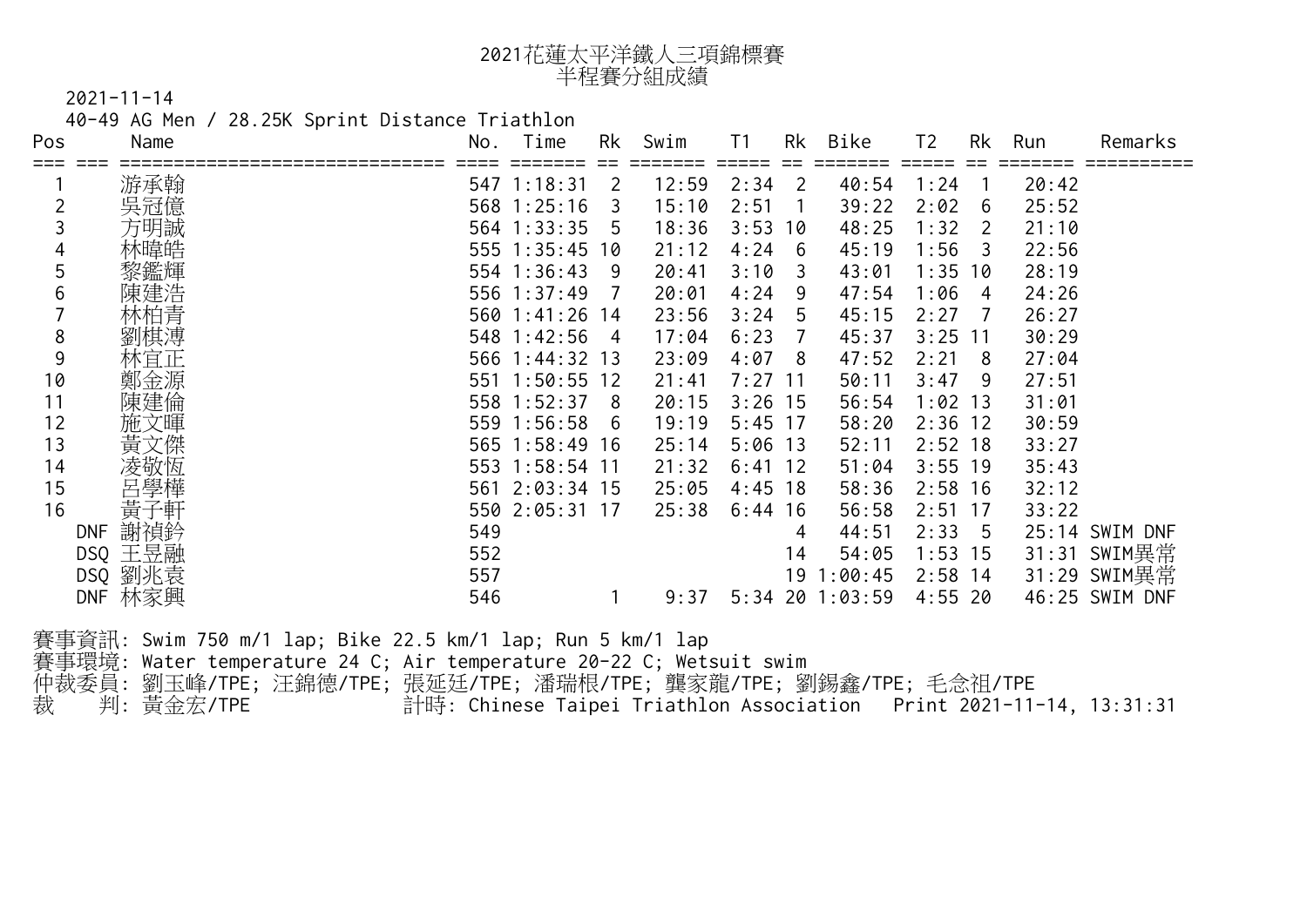# 2021花蓮太平洋鐵人三項錦標賽
## 半程賽分組成績

2021-11-14

40-49 AG Men / 28.25K Sprint Distance Triathlon

| Pos | | Name | No. | Time | Rk | Swim | T1 | Rk | Bike | T2 | Rk | Run | Remarks |
|---|---|---|---|---|---|---|---|---|---|---|---|---|---|
| 1 | | 游承翰 | 547 | 1:18:31 | 2 | 12:59 | 2:34 | 2 | 40:54 | 1:24 | 1 | 20:42 | |
| 2 | | 吳冠億 | 568 | 1:25:16 | 3 | 15:10 | 2:51 | 1 | 39:22 | 2:02 | 6 | 25:52 | |
| 3 | | 方明誠 | 564 | 1:33:35 | 5 | 18:36 | 3:53 | 10 | 48:25 | 1:32 | 2 | 21:10 | |
| 4 | | 林暐皓 | 555 | 1:35:45 | 10 | 21:12 | 4:24 | 6 | 45:19 | 1:56 | 3 | 22:56 | |
| 5 | | 黎鑑輝 | 554 | 1:36:43 | 9 | 20:41 | 3:10 | 3 | 43:01 | 1:35 | 10 | 28:19 | |
| 6 | | 陳建浩 | 556 | 1:37:49 | 7 | 20:01 | 4:24 | 9 | 47:54 | 1:06 | 4 | 24:26 | |
| 7 | | 林柏青 | 560 | 1:41:26 | 14 | 23:56 | 3:24 | 5 | 45:15 | 2:27 | 7 | 26:27 | |
| 8 | | 劉棋溥 | 548 | 1:42:56 | 4 | 17:04 | 6:23 | 7 | 45:37 | 3:25 | 11 | 30:29 | |
| 9 | | 林宜正 | 566 | 1:44:32 | 13 | 23:09 | 4:07 | 8 | 47:52 | 2:21 | 8 | 27:04 | |
| 10 | | 鄭金源 | 551 | 1:50:55 | 12 | 21:41 | 7:27 | 11 | 50:11 | 3:47 | 9 | 27:51 | |
| 11 | | 陳建倫 | 558 | 1:52:37 | 8 | 20:15 | 3:26 | 15 | 56:54 | 1:02 | 13 | 31:01 | |
| 12 | | 施文暉 | 559 | 1:56:58 | 6 | 19:19 | 5:45 | 17 | 58:20 | 2:36 | 12 | 30:59 | |
| 13 | | 黃文傑 | 565 | 1:58:49 | 16 | 25:14 | 5:06 | 13 | 52:11 | 2:52 | 18 | 33:27 | |
| 14 | | 凌敬恆 | 553 | 1:58:54 | 11 | 21:32 | 6:41 | 12 | 51:04 | 3:55 | 19 | 35:43 | |
| 15 | | 呂學樺 | 561 | 2:03:34 | 15 | 25:05 | 4:45 | 18 | 58:36 | 2:58 | 16 | 32:12 | |
| 16 | | 黃子軒 | 550 | 2:05:31 | 17 | 25:38 | 6:44 | 16 | 56:58 | 2:51 | 17 | 33:22 | |
| | DNF | 謝禎鈴 | 549 | | | | | 4 | 44:51 | 2:33 | 5 | 25:14 | SWIM DNF |
| | DSQ | 王昱融 | 552 | | | | | 14 | 54:05 | 1:53 | 15 | 31:31 | SWIM異常 |
| | DSQ | 劉兆袁 | 557 | | | | | 19 | 1:00:45 | 2:58 | 14 | 31:29 | SWIM異常 |
| | DNF | 林家興 | 546 | | 1 | 9:37 | 5:34 | 20 | 1:03:59 | 4:55 | 20 | 46:25 | SWIM DNF |

賽事資訊: Swim 750 m/1 lap; Bike 22.5 km/1 lap; Run 5 km/1 lap

賽事環境: Water temperature 24 C; Air temperature 20-22 C; Wetsuit swim

仲裁委員: 劉玉峰/TPE; 汪錦德/TPE; 張延廷/TPE; 潘瑞根/TPE; 龔家龍/TPE; 劉錫鑫/TPE; 毛念祖/TPE

裁　判: 黃金宏/TPE　　計時: Chinese Taipei Triathlon Association　Print 2021-11-14, 13:31:31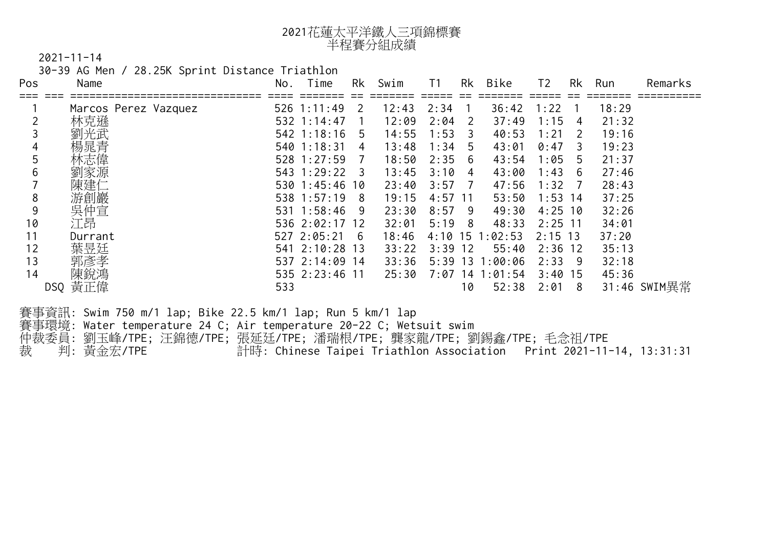# 2021花蓮太平洋鐵人三項錦標賽
## 半程賽分組成績

2021-11-14

30-39 AG Men / 28.25K Sprint Distance Triathlon

| Pos | | Name | No. | Time | Rk | Swim | T1 | Rk | Bike | T2 | Rk | Run | Remarks |
|---|---|---|---|---|---|---|---|---|---|---|---|---|---|
| 1 | | Marcos Perez Vazquez | 526 | 1:11:49 | 2 | 12:43 | 2:34 | 1 | 36:42 | 1:22 | 1 | 18:29 | |
| 2 | | 林克遜 | 532 | 1:14:47 | 1 | 12:09 | 2:04 | 2 | 37:49 | 1:15 | 4 | 21:32 | |
| 3 | | 劉光武 | 542 | 1:18:16 | 5 | 14:55 | 1:53 | 3 | 40:53 | 1:21 | 2 | 19:16 | |
| 4 | | 楊晁青 | 540 | 1:18:31 | 4 | 13:48 | 1:34 | 5 | 43:01 | 0:47 | 3 | 19:23 | |
| 5 | | 林志偉 | 528 | 1:27:59 | 7 | 18:50 | 2:35 | 6 | 43:54 | 1:05 | 5 | 21:37 | |
| 6 | | 劉家源 | 543 | 1:29:22 | 3 | 13:45 | 3:10 | 4 | 43:00 | 1:43 | 6 | 27:46 | |
| 7 | | 陳建仁 | 530 | 1:45:46 | 10 | 23:40 | 3:57 | 7 | 47:56 | 1:32 | 7 | 28:43 | |
| 8 | | 游創巖 | 538 | 1:57:19 | 8 | 19:15 | 4:57 | 11 | 53:50 | 1:53 | 14 | 37:25 | |
| 9 | | 吳仲宣 | 531 | 1:58:46 | 9 | 23:30 | 8:57 | 9 | 49:30 | 4:25 | 10 | 32:26 | |
| 10 | | 江昂 | 536 | 2:02:17 | 12 | 32:01 | 5:19 | 8 | 48:33 | 2:25 | 11 | 34:01 | |
| 11 | | Durrant | 527 | 2:05:21 | 6 | 18:46 | 4:10 | 15 | 1:02:53 | 2:15 | 13 | 37:20 | |
| 12 | | 葉昱廷 | 541 | 2:10:28 | 13 | 33:22 | 3:39 | 12 | 55:40 | 2:36 | 12 | 35:13 | |
| 13 | | 郭彥孝 | 537 | 2:14:09 | 14 | 33:36 | 5:39 | 13 | 1:00:06 | 2:33 | 9 | 32:18 | |
| 14 | | 陳銳鴻 | 535 | 2:23:46 | 11 | 25:30 | 7:07 | 14 | 1:01:54 | 3:40 | 15 | 45:36 | |
| | DSQ | 黃正偉 | 533 | | | | | 10 | 52:38 | 2:01 | 8 | 31:46 | SWIM異常 |

賽事資訊: Swim 750 m/1 lap; Bike 22.5 km/1 lap; Run 5 km/1 lap

賽事環境: Water temperature 24 C; Air temperature 20-22 C; Wetsuit swim

仲裁委員: 劉玉峰/TPE; 汪錦德/TPE; 張延廷/TPE; 潘瑞根/TPE; 龔家龍/TPE; 劉錫鑫/TPE; 毛念祖/TPE

裁　判: 黃金宏/TPE　　計時: Chinese Taipei Triathlon Association　Print 2021-11-14, 13:31:31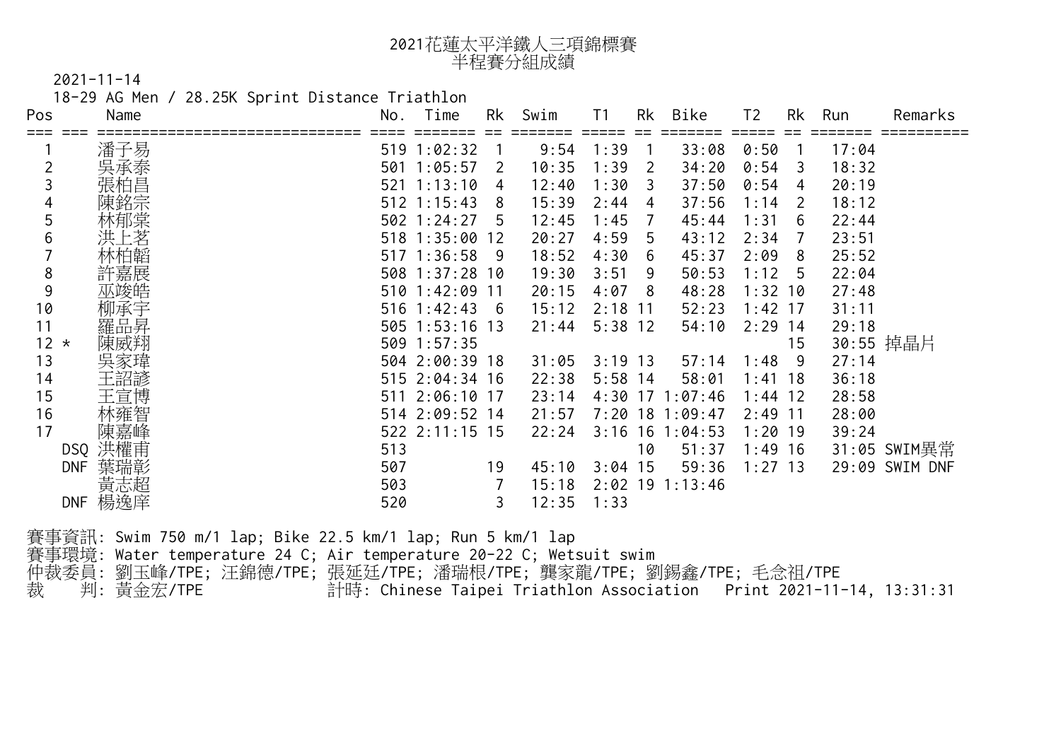# 2021花蓮太平洋鐵人三項錦標賽
## 半程賽分組成績

2021-11-14

18-29 AG Men / 28.25K Sprint Distance Triathlon

| Pos | | Name | No. | Time | Rk | Swim | T1 | Rk | Bike | T2 | Rk | Run | Remarks |
|---|---|---|---|---|---|---|---|---|---|---|---|---|---|
| 1 | | 潘子易 | 519 | 1:02:32 | 1 | 9:54 | 1:39 | 1 | 33:08 | 0:50 | 1 | 17:04 | |
| 2 | | 吳承泰 | 501 | 1:05:57 | 2 | 10:35 | 1:39 | 2 | 34:20 | 0:54 | 3 | 18:32 | |
| 3 | | 張柏昌 | 521 | 1:13:10 | 4 | 12:40 | 1:30 | 3 | 37:50 | 0:54 | 4 | 20:19 | |
| 4 | | 陳銘宗 | 512 | 1:15:43 | 8 | 15:39 | 2:44 | 4 | 37:56 | 1:14 | 2 | 18:12 | |
| 5 | | 林郁棠 | 502 | 1:24:27 | 5 | 12:45 | 1:45 | 7 | 45:44 | 1:31 | 6 | 22:44 | |
| 6 | | 洪上茗 | 518 | 1:35:00 | 12 | 20:27 | 4:59 | 5 | 43:12 | 2:34 | 7 | 23:51 | |
| 7 | | 林柏韜 | 517 | 1:36:58 | 9 | 18:52 | 4:30 | 6 | 45:37 | 2:09 | 8 | 25:52 | |
| 8 | | 許嘉展 | 508 | 1:37:28 | 10 | 19:30 | 3:51 | 9 | 50:53 | 1:12 | 5 | 22:04 | |
| 9 | | 巫竣皓 | 510 | 1:42:09 | 11 | 20:15 | 4:07 | 8 | 48:28 | 1:32 | 10 | 27:48 | |
| 10 | | 柳承宇 | 516 | 1:42:43 | 6 | 15:12 | 2:18 | 11 | 52:23 | 1:42 | 17 | 31:11 | |
| 11 | | 羅品昇 | 505 | 1:53:16 | 13 | 21:44 | 5:38 | 12 | 54:10 | 2:29 | 14 | 29:18 | |
| 12 | * | 陳威翔 | 509 | 1:57:35 | | | | | | | 15 | 30:55 | 掉晶片 |
| 13 | | 吳家瑋 | 504 | 2:00:39 | 18 | 31:05 | 3:19 | 13 | 57:14 | 1:48 | 9 | 27:14 | |
| 14 | | 王詔諺 | 515 | 2:04:34 | 16 | 22:38 | 5:58 | 14 | 58:01 | 1:41 | 18 | 36:18 | |
| 15 | | 王宣博 | 511 | 2:06:10 | 17 | 23:14 | 4:30 | 17 | 1:07:46 | 1:44 | 12 | 28:58 | |
| 16 | | 林雍智 | 514 | 2:09:52 | 14 | 21:57 | 7:20 | 18 | 1:09:47 | 2:49 | 11 | 28:00 | |
| 17 | | 陳嘉峰 | 522 | 2:11:15 | 15 | 22:24 | 3:16 | 16 | 1:04:53 | 1:20 | 19 | 39:24 | |
| | DSQ | 洪權甫 | 513 | | | | | 10 | 51:37 | 1:49 | 16 | 31:05 | SWIM異常 |
| | DNF | 葉瑞彰 | 507 | | 19 | 45:10 | 3:04 | 15 | 59:36 | 1:27 | 13 | 29:09 | SWIM DNF |
| | | 黃志超 | 503 | | 7 | 15:18 | 2:02 | 19 | 1:13:46 | | | | |
| | DNF | 楊逸庠 | 520 | | 3 | 12:35 | 1:33 | | | | | | |

賽事資訊: Swim 750 m/1 lap; Bike 22.5 km/1 lap; Run 5 km/1 lap

賽事環境: Water temperature 24 C; Air temperature 20-22 C; Wetsuit swim

仲裁委員: 劉玉峰/TPE; 汪錦德/TPE; 張延廷/TPE; 潘瑞根/TPE; 龔家龍/TPE; 劉錫鑫/TPE; 毛念祖/TPE

裁　判: 黃金宏/TPE　　計時: Chinese Taipei Triathlon Association　Print 2021-11-14, 13:31:31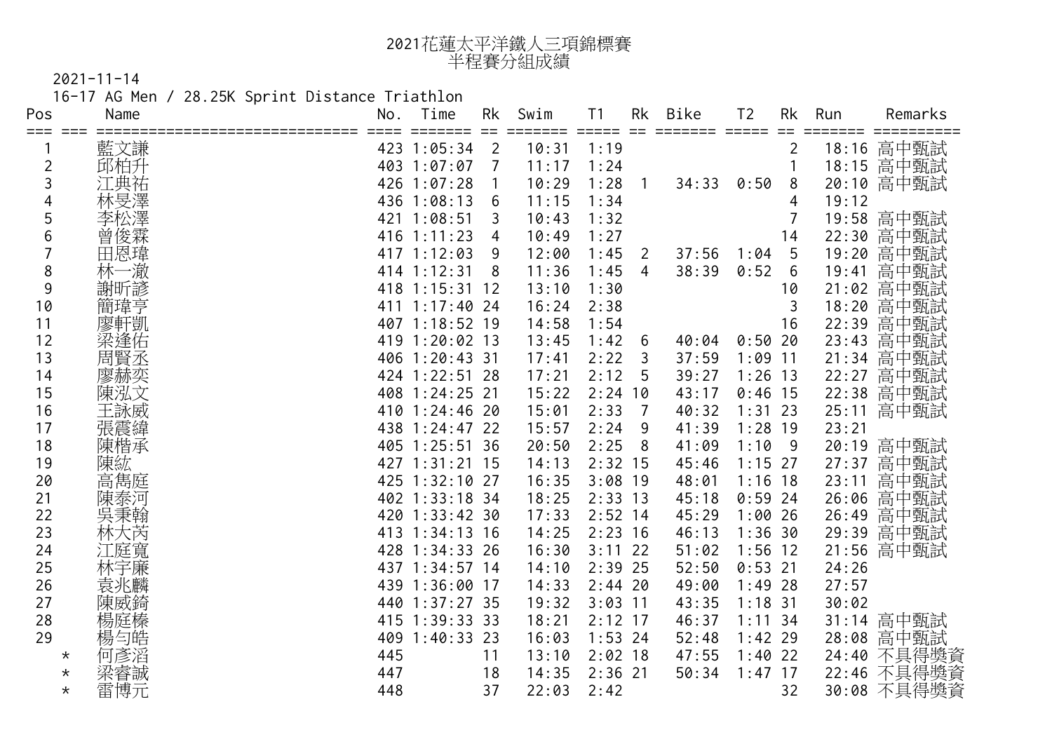# 2021花蓮太平洋鐵人三項錦標賽
## 半程賽分組成績

2021-11-14

16-17 AG Men / 28.25K Sprint Distance Triathlon

| Pos | | Name | No. | Time | Rk | Swim | T1 | Rk | Bike | T2 | Rk | Run | Remarks |
|---|---|---|---|---|---|---|---|---|---|---|---|---|---|
| 1 | | 藍文謙 | 423 | 1:05:34 | 2 | 10:31 | 1:19 | | | | 2 | 18:16 | 高中甄試 |
| 2 | | 邱柏升 | 403 | 1:07:07 | 7 | 11:17 | 1:24 | | | | 1 | 18:15 | 高中甄試 |
| 3 | | 江典祐 | 426 | 1:07:28 | 1 | 10:29 | 1:28 | 1 | 34:33 | 0:50 | 8 | 20:10 | 高中甄試 |
| 4 | | 林旻澤 | 436 | 1:08:13 | 6 | 11:15 | 1:34 | | | | 4 | 19:12 | |
| 5 | | 李松澤 | 421 | 1:08:51 | 3 | 10:43 | 1:32 | | | | 7 | 19:58 | 高中甄試 |
| 6 | | 曾俊霖 | 416 | 1:11:23 | 4 | 10:49 | 1:27 | | | | 14 | 22:30 | 高中甄試 |
| 7 | | 田恩瑋 | 417 | 1:12:03 | 9 | 12:00 | 1:45 | 2 | 37:56 | 1:04 | 5 | 19:20 | 高中甄試 |
| 8 | | 林一澈 | 414 | 1:12:31 | 8 | 11:36 | 1:45 | 4 | 38:39 | 0:52 | 6 | 19:41 | 高中甄試 |
| 9 | | 謝昕諺 | 418 | 1:15:31 | 12 | 13:10 | 1:30 | | | | 10 | 21:02 | 高中甄試 |
| 10 | | 簡瑋亨 | 411 | 1:17:40 | 24 | 16:24 | 2:38 | | | | 3 | 18:20 | 高中甄試 |
| 11 | | 廖軒凱 | 407 | 1:18:52 | 19 | 14:58 | 1:54 | | | | 16 | 22:39 | 高中甄試 |
| 12 | | 梁逢佑 | 419 | 1:20:02 | 13 | 13:45 | 1:42 | 6 | 40:04 | 0:50 | 20 | 23:43 | 高中甄試 |
| 13 | | 周賢丞 | 406 | 1:20:43 | 31 | 17:41 | 2:22 | 3 | 37:59 | 1:09 | 11 | 21:34 | 高中甄試 |
| 14 | | 廖赫奕 | 424 | 1:22:51 | 28 | 17:21 | 2:12 | 5 | 39:27 | 1:26 | 13 | 22:27 | 高中甄試 |
| 15 | | 陳泓文 | 408 | 1:24:25 | 21 | 15:22 | 2:24 | 10 | 43:17 | 0:46 | 15 | 22:38 | 高中甄試 |
| 16 | | 王詠威 | 410 | 1:24:46 | 20 | 15:01 | 2:33 | 7 | 40:32 | 1:31 | 23 | 25:11 | 高中甄試 |
| 17 | | 張震緯 | 438 | 1:24:47 | 22 | 15:57 | 2:24 | 9 | 41:39 | 1:28 | 19 | 23:21 | |
| 18 | | 陳楷承 | 405 | 1:25:51 | 36 | 20:50 | 2:25 | 8 | 41:09 | 1:10 | 9 | 20:19 | 高中甄試 |
| 19 | | 陳紘 | 427 | 1:31:21 | 15 | 14:13 | 2:32 | 15 | 45:46 | 1:15 | 27 | 27:37 | 高中甄試 |
| 20 | | 高雋庭 | 425 | 1:32:10 | 27 | 16:35 | 3:08 | 19 | 48:01 | 1:16 | 18 | 23:11 | 高中甄試 |
| 21 | | 陳泰河 | 402 | 1:33:18 | 34 | 18:25 | 2:33 | 13 | 45:18 | 0:59 | 24 | 26:06 | 高中甄試 |
| 22 | | 吳秉翰 | 420 | 1:33:42 | 30 | 17:33 | 2:52 | 14 | 45:29 | 1:00 | 26 | 26:49 | 高中甄試 |
| 23 | | 林大芮 | 413 | 1:34:13 | 16 | 14:25 | 2:23 | 16 | 46:13 | 1:36 | 30 | 29:39 | 高中甄試 |
| 24 | | 江庭寬 | 428 | 1:34:33 | 26 | 16:30 | 3:11 | 22 | 51:02 | 1:56 | 12 | 21:56 | 高中甄試 |
| 25 | | 林宇廉 | 437 | 1:34:57 | 14 | 14:10 | 2:39 | 25 | 52:50 | 0:53 | 21 | 24:26 | |
| 26 | | 袁兆麟 | 439 | 1:36:00 | 17 | 14:33 | 2:44 | 20 | 49:00 | 1:49 | 28 | 27:57 | |
| 27 | | 陳威錡 | 440 | 1:37:27 | 35 | 19:32 | 3:03 | 11 | 43:35 | 1:18 | 31 | 30:02 | |
| 28 | | 楊庭榛 | 415 | 1:39:33 | 33 | 18:21 | 2:12 | 17 | 46:37 | 1:11 | 34 | 31:14 | 高中甄試 |
| 29 | | 楊匀皓 | 409 | 1:40:33 | 23 | 16:03 | 1:53 | 24 | 52:48 | 1:42 | 29 | 28:08 | 高中甄試 |
| | * | 何彥滔 | 445 | | 11 | 13:10 | 2:02 | 18 | 47:55 | 1:40 | 22 | 24:40 | 不具得獎資 |
| | * | 梁睿誠 | 447 | | 18 | 14:35 | 2:36 | 21 | 50:34 | 1:47 | 17 | 22:46 | 不具得獎資 |
| | * | 雷博元 | 448 | | 37 | 22:03 | 2:42 | | | | 32 | 30:08 | 不具得獎資 |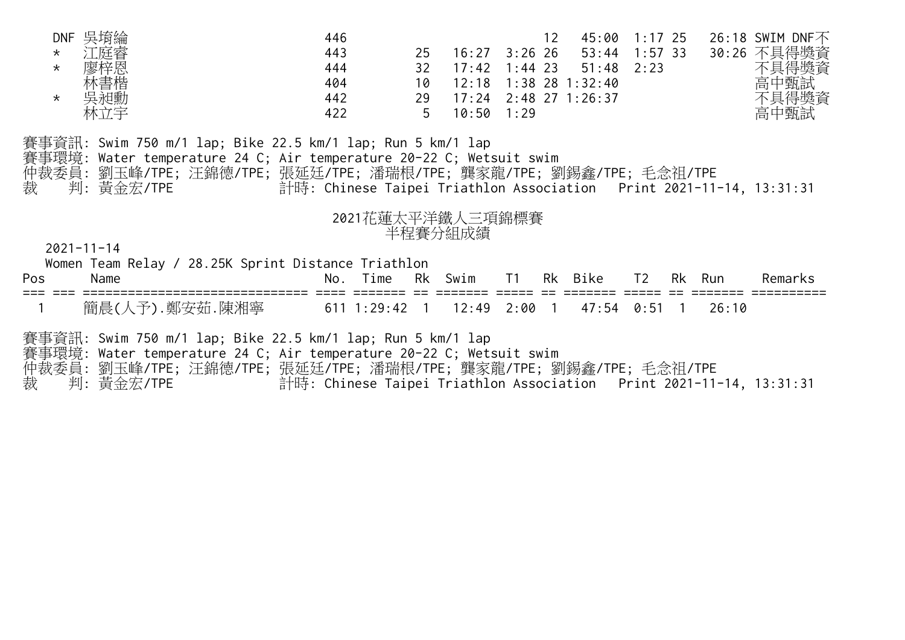| Pos | | Name | No. | Time | Rk | Swim | T1 | Rk | Bike | T2 | Rk | Run | Remarks |
|---|---|---|---|---|---|---|---|---|---|---|---|---|---|
| DNF | | 吳堉綸 | 446 | | | | | 12 | 45:00 | 1:17 | 25 | 26:18 | SWIM DNF不 |
| | * | 江庭睿 | 443 | | 25 | 16:27 | 3:26 | 26 | 53:44 | 1:57 | 33 | 30:26 | 不具得獎資 |
| | * | 廖梓恩 | 444 | | 32 | 17:42 | 1:44 | 23 | 51:48 | 2:23 | | | 不具得獎資 |
| | | 林書楷 | 404 | | 10 | 12:18 | 1:38 | 28 | 1:32:40 | | | | 高中甄試 |
| | * | 吳昶勳 | 442 | | 29 | 17:24 | 2:48 | 27 | 1:26:37 | | | | 不具得獎資 |
| | | 林立宇 | 422 | | 5 | 10:50 | 1:29 | | | | | | 高中甄試 |

賽事資訊: Swim 750 m/1 lap; Bike 22.5 km/1 lap; Run 5 km/1 lap
賽事環境: Water temperature 24 C; Air temperature 20-22 C; Wetsuit swim
仲裁委員: 劉玉峰/TPE; 汪錦德/TPE; 張延廷/TPE; 潘瑞根/TPE; 龔家龍/TPE; 劉錫鑫/TPE; 毛念祖/TPE
裁　　判: 黃金宏/TPE　　計時: Chinese Taipei Triathlon Association　　Print 2021-11-14, 13:31:31

# 2021花蓮太平洋鐵人三項錦標賽
## 半程賽分組成績

2021-11-14

Women Team Relay / 28.25K Sprint Distance Triathlon

| Pos | | Name | No. | Time | Rk | Swim | T1 | Rk | Bike | T2 | Rk | Run | Remarks |
|---|---|---|---|---|---|---|---|---|---|---|---|---|---|
| 1 | | 簡晨(人予).鄭安茹.陳湘寧 | 611 | 1:29:42 | 1 | 12:49 | 2:00 | 1 | 47:54 | 0:51 | 1 | 26:10 | |

賽事資訊: Swim 750 m/1 lap; Bike 22.5 km/1 lap; Run 5 km/1 lap
賽事環境: Water temperature 24 C; Air temperature 20-22 C; Wetsuit swim
仲裁委員: 劉玉峰/TPE; 汪錦德/TPE; 張延廷/TPE; 潘瑞根/TPE; 龔家龍/TPE; 劉錫鑫/TPE; 毛念祖/TPE
裁　　判: 黃金宏/TPE　　計時: Chinese Taipei Triathlon Association　　Print 2021-11-14, 13:31:31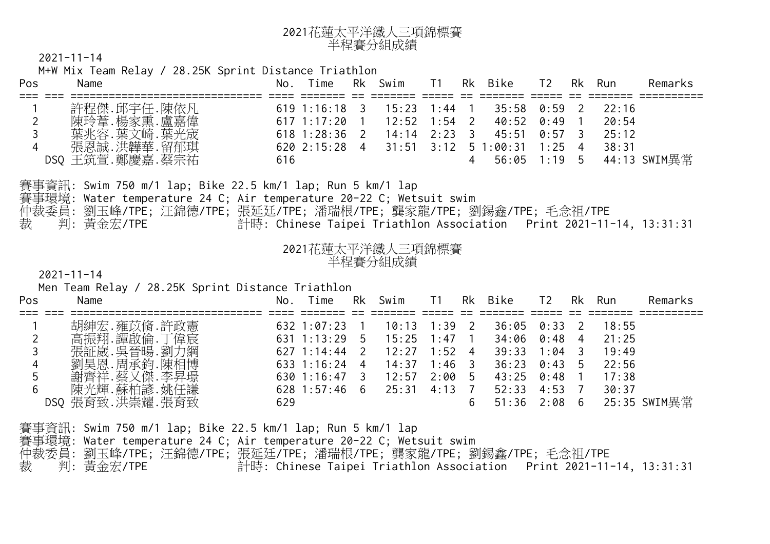# 2021花蓮太平洋鐵人三項錦標賽
## 半程賽分組成績

2021-11-14

M+W Mix Team Relay / 28.25K Sprint Distance Triathlon

| Pos | | Name | No. | Time | Rk | Swim | T1 | Rk | Bike | T2 | Rk | Run | Remarks |
|---|---|---|---|---|---|---|---|---|---|---|---|---|---|
| 1 | | 許程傑.邱宇任.陳依凡 | 619 | 1:16:18 | 3 | 15:23 | 1:44 | 1 | 35:58 | 0:59 | 2 | 22:16 | |
| 2 | | 陳玲葦.楊家熏.盧嘉偉 | 617 | 1:17:20 | 1 | 12:52 | 1:54 | 2 | 40:52 | 0:49 | 1 | 20:54 | |
| 3 | | 葉兆容.葉文崎.葉光宬 | 618 | 1:28:36 | 2 | 14:14 | 2:23 | 3 | 45:51 | 0:57 | 3 | 25:12 | |
| 4 | | 張恩誠.洪韡華.留郁琪 | 620 | 2:15:28 | 4 | 31:51 | 3:12 | 5 | 1:00:31 | 1:25 | 4 | 38:31 | |
| | DSQ | 王筑萱.鄭慶嘉.蔡宗祐 | 616 | | | | | 4 | 56:05 | 1:19 | 5 | 44:13 | SWIM異常 |

賽事資訊: Swim 750 m/1 lap; Bike 22.5 km/1 lap; Run 5 km/1 lap
賽事環境: Water temperature 24 C; Air temperature 20-22 C; Wetsuit swim
仲裁委員: 劉玉峰/TPE; 汪錦德/TPE; 張延廷/TPE; 潘瑞根/TPE; 龔家龍/TPE; 劉錫鑫/TPE; 毛念祖/TPE
裁　判: 黃金宏/TPE　　計時: Chinese Taipei Triathlon Association　Print 2021-11-14, 13:31:31

# 2021花蓮太平洋鐵人三項錦標賽
## 半程賽分組成績

2021-11-14

Men Team Relay / 28.25K Sprint Distance Triathlon

| Pos | | Name | No. | Time | Rk | Swim | T1 | Rk | Bike | T2 | Rk | Run | Remarks |
|---|---|---|---|---|---|---|---|---|---|---|---|---|---|
| 1 | | 胡紳宏.雍苡脩.許政憲 | 632 | 1:07:23 | 1 | 10:13 | 1:39 | 2 | 36:05 | 0:33 | 2 | 18:55 | |
| 2 | | 高振翔.譚啟倫.丁偉宸 | 631 | 1:13:29 | 5 | 15:25 | 1:47 | 1 | 34:06 | 0:48 | 4 | 21:25 | |
| 3 | | 張証崴.吳晉暘.劉力綱 | 627 | 1:14:44 | 2 | 12:27 | 1:52 | 4 | 39:33 | 1:04 | 3 | 19:49 | |
| 4 | | 劉昊恩.周承鈞.陳相博 | 633 | 1:16:24 | 4 | 14:37 | 1:46 | 3 | 36:23 | 0:43 | 5 | 22:56 | |
| 5 | | 謝齊祥.蔡又傑.李昇璟 | 630 | 1:16:47 | 3 | 12:57 | 2:00 | 5 | 43:25 | 0:48 | 1 | 17:38 | |
| 6 | | 陳光輝.蘇柏諺.姚任謙 | 628 | 1:57:46 | 6 | 25:31 | 4:13 | 7 | 52:33 | 4:53 | 7 | 30:37 | |
| | DSQ | 張育致.洪崇耀.張育致 | 629 | | | | | 6 | 51:36 | 2:08 | 6 | 25:35 | SWIM異常 |

賽事資訊: Swim 750 m/1 lap; Bike 22.5 km/1 lap; Run 5 km/1 lap
賽事環境: Water temperature 24 C; Air temperature 20-22 C; Wetsuit swim
仲裁委員: 劉玉峰/TPE; 汪錦德/TPE; 張延廷/TPE; 潘瑞根/TPE; 龔家龍/TPE; 劉錫鑫/TPE; 毛念祖/TPE
裁　判: 黃金宏/TPE　　計時: Chinese Taipei Triathlon Association　Print 2021-11-14, 13:31:31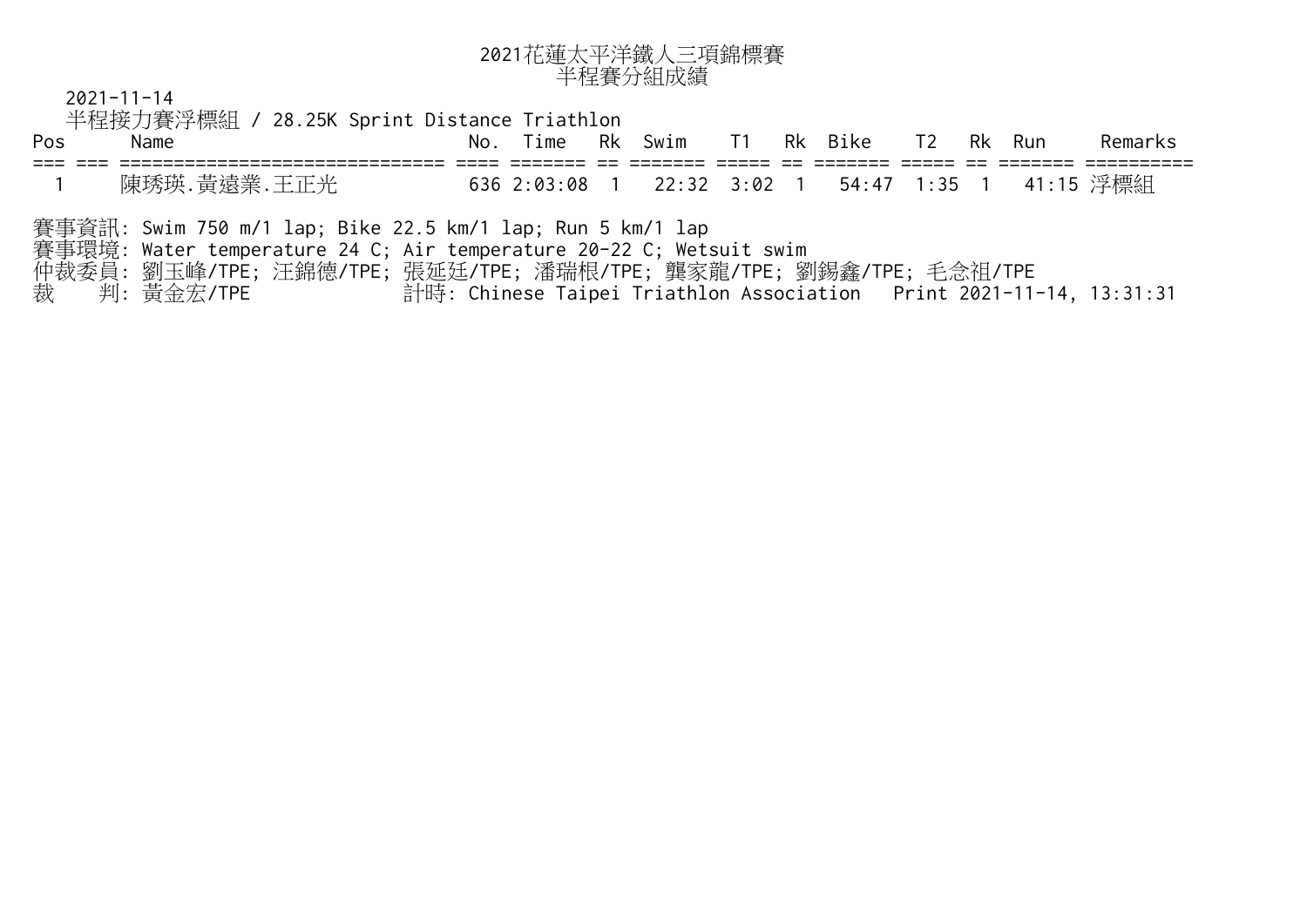# 2021花蓮太平洋鐵人三項錦標賽
## 半程賽分組成績

2021-11-14

半程接力賽浮標組 / 28.25K Sprint Distance Triathlon

| Pos | | Name | No. | Time | Rk | Swim | T1 | Rk | Bike | T2 | Rk | Run | Remarks |
|---|---|---|---|---|---|---|---|---|---|---|---|---|---|
| 1 | | 陳琇瑛.黃遠業.王正光 | 636 | 2:03:08 | 1 | 22:32 | 3:02 | 1 | 54:47 | 1:35 | 1 | 41:15 | 浮標組 |

賽事資訊: Swim 750 m/1 lap; Bike 22.5 km/1 lap; Run 5 km/1 lap

賽事環境: Water temperature 24 C; Air temperature 20-22 C; Wetsuit swim

仲裁委員: 劉玉峰/TPE; 汪錦德/TPE; 張延廷/TPE; 潘瑞根/TPE; 龔家龍/TPE; 劉錫鑫/TPE; 毛念祖/TPE

裁　　判: 黃金宏/TPE　　計時: Chinese Taipei Triathlon Association　　Print 2021-11-14, 13:31:31